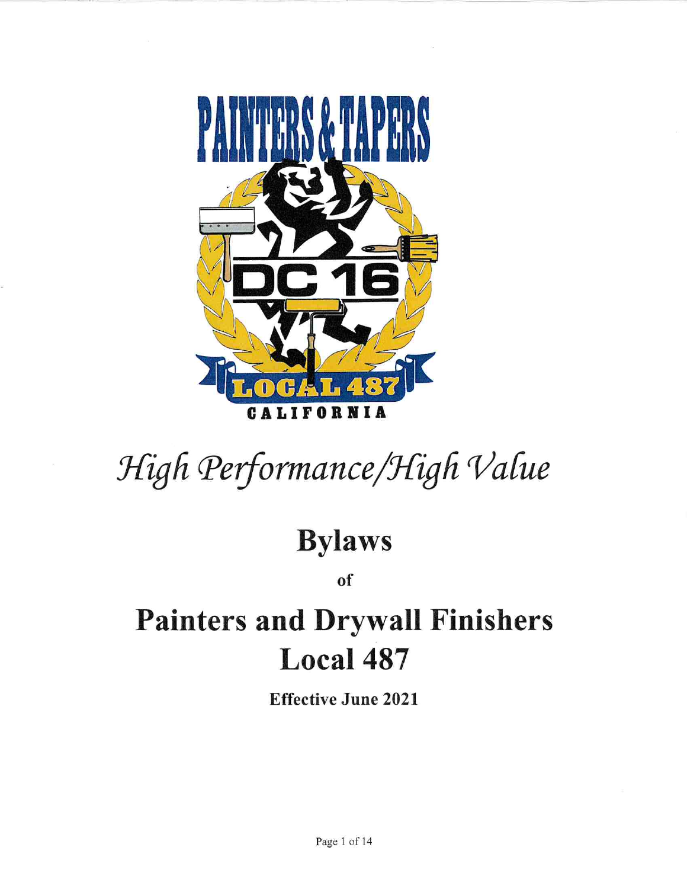*High Performance/High Value*

# Bylaws

**of**

# Painters and Drywall Finishers Local 487

**Effective June 2021**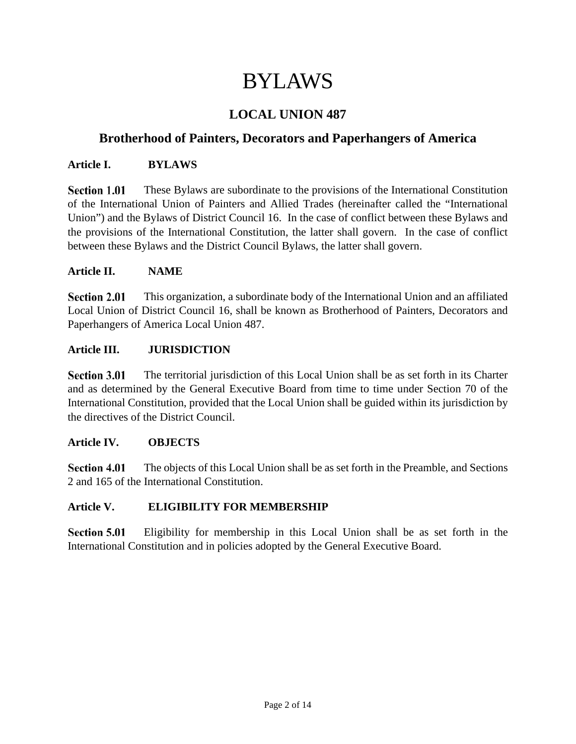# BYLAWS

## LOCAL UNION 487

## Brotherhood of Painters, Decorators and Paperhangers of America

### Article I. BYLAWS

**Section 1.01** These Bylaws are subordinate to the provisions of the International Constitution of the International Union of Painters and Allied Trades (hereinafter called the "International Union") and the Bylaws of District Council 16. In the case of conflict between these Bylaws and the provisions of the International Constitution, the latter shall govern. In the case of conflict between these Bylaws and the District Council Bylaws, the latter shall govern.

### Article II. NAME

**Section 2.01** This organization, a subordinate body of the International Union and an affiliated Local Union of District Council 16, shall be known as Brotherhood of Painters, Decorators and Paperhangers of America Local Union 487.

### Article III. JURISDICTION

**Section 3.01** The territorial jurisdiction of this Local Union shall be as set forth in its Charter and as determined by the General Executive Board from time to time under Section 70 of the International Constitution, provided that the Local Union shall be guided within its jurisdiction by the directives of the District Council.

### Article IV. OBJECTS

**Section 4.01** The objects of this Local Union shall be as set forth in the Preamble, and Sections 2 and 165 of the International Constitution.

### Article V. ELIGIBILITY FOR MEMBERSHIP

**Section 5.01** Eligibility for membership in this Local Union shall be as set forth in the International Constitution and in policies adopted by the General Executive Board.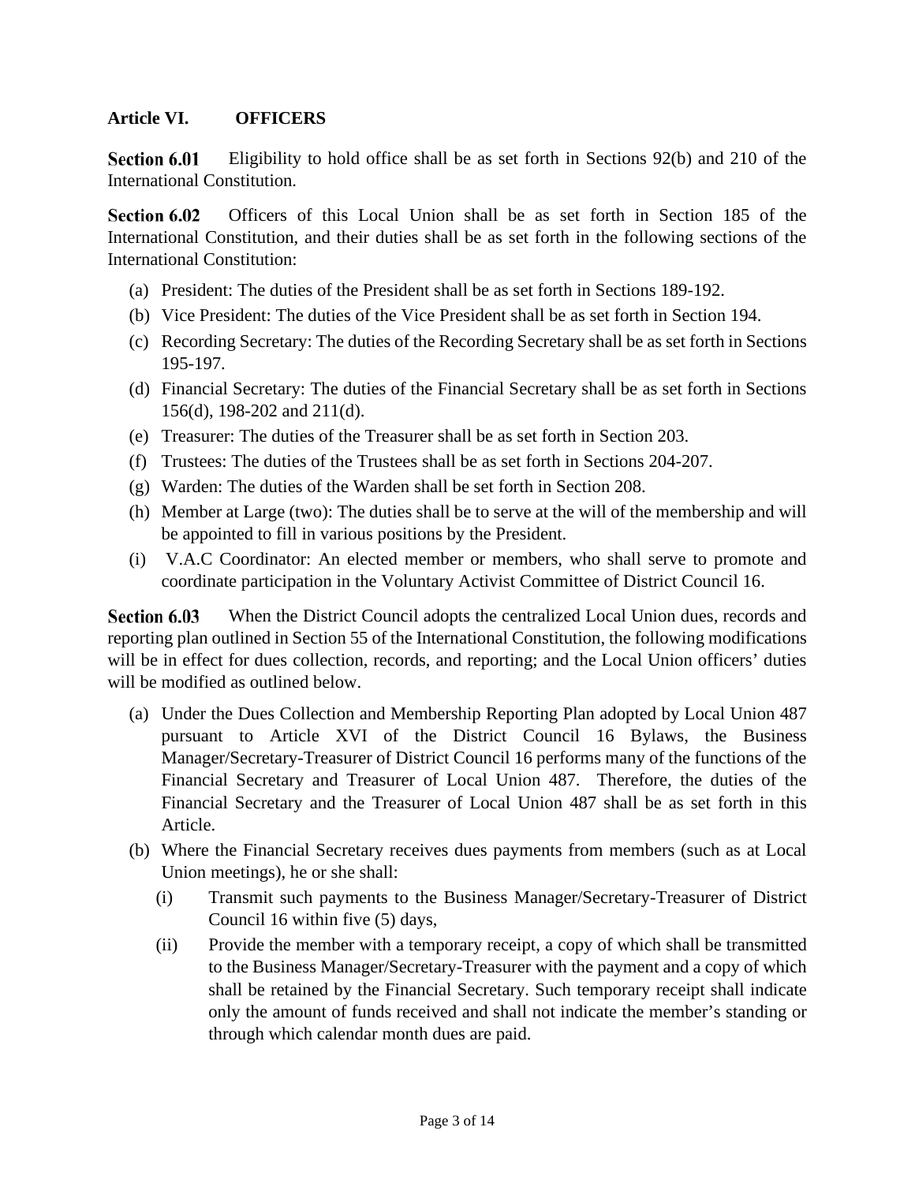## Article VI. OFFICERS

**Section 6.01** Eligibility to hold office shall be as set forth in Sections 92(b) and 210 of the International Constitution.

**Section 6.02** Officers of this Local Union shall be as set forth in Section 185 of the International Constitution, and their duties shall be as set forth in the following sections of the International Constitution:

(a) President: The duties of the President shall be as set forth in Sections 189-192.

(b) Vice President: The duties of the Vice President shall be as set forth in Section 194.

(c) Recording Secretary: The duties of the Recording Secretary shall be as set forth in Sections 195-197.

(d) Financial Secretary: The duties of the Financial Secretary shall be as set forth in Sections 156(d), 198-202 and 211(d).

(e) Treasurer: The duties of the Treasurer shall be as set forth in Section 203.

(f) Trustees: The duties of the Trustees shall be as set forth in Sections 204-207.

(g) Warden: The duties of the Warden shall be set forth in Section 208.

(h) Member at Large (two): The duties shall be to serve at the will of the membership and will be appointed to fill in various positions by the President.

(i) V.A.C Coordinator: An elected member or members, who shall serve to promote and coordinate participation in the Voluntary Activist Committee of District Council 16.

**Section 6.03** When the District Council adopts the centralized Local Union dues, records and reporting plan outlined in Section 55 of the International Constitution, the following modifications will be in effect for dues collection, records, and reporting; and the Local Union officers' duties will be modified as outlined below.

(a) Under the Dues Collection and Membership Reporting Plan adopted by Local Union 487 pursuant to Article XVI of the District Council 16 Bylaws, the Business Manager/Secretary-Treasurer of District Council 16 performs many of the functions of the Financial Secretary and Treasurer of Local Union 487. Therefore, the duties of the Financial Secretary and the Treasurer of Local Union 487 shall be as set forth in this Article.

(b) Where the Financial Secretary receives dues payments from members (such as at Local Union meetings), he or she shall:

   (i) Transmit such payments to the Business Manager/Secretary-Treasurer of District Council 16 within five (5) days,

   (ii) Provide the member with a temporary receipt, a copy of which shall be transmitted to the Business Manager/Secretary-Treasurer with the payment and a copy of which shall be retained by the Financial Secretary. Such temporary receipt shall indicate only the amount of funds received and shall not indicate the member's standing or through which calendar month dues are paid.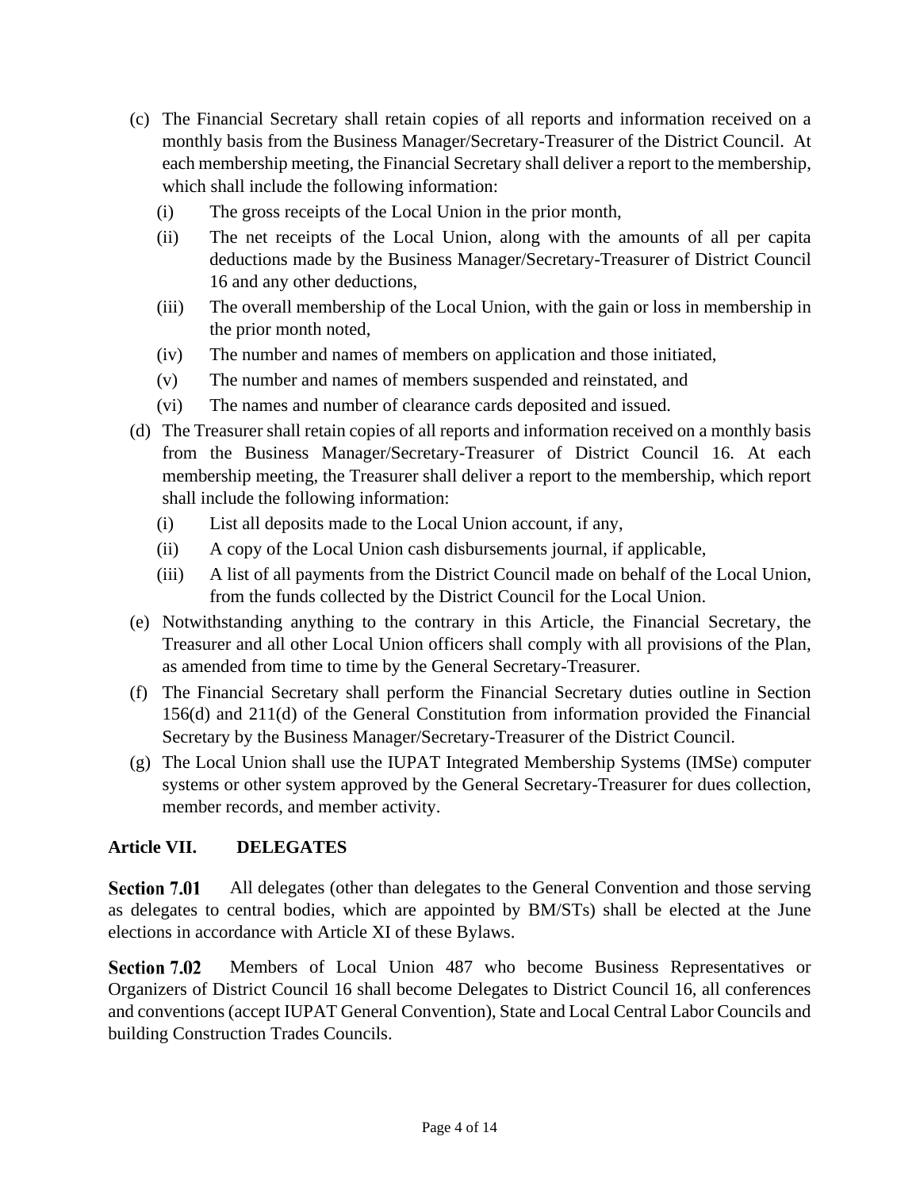(c) The Financial Secretary shall retain copies of all reports and information received on a monthly basis from the Business Manager/Secretary-Treasurer of the District Council. At each membership meeting, the Financial Secretary shall deliver a report to the membership, which shall include the following information:

   (i) The gross receipts of the Local Union in the prior month,

   (ii) The net receipts of the Local Union, along with the amounts of all per capita deductions made by the Business Manager/Secretary-Treasurer of District Council 16 and any other deductions,

   (iii) The overall membership of the Local Union, with the gain or loss in membership in the prior month noted,

   (iv) The number and names of members on application and those initiated,

   (v) The number and names of members suspended and reinstated, and

   (vi) The names and number of clearance cards deposited and issued.

(d) The Treasurer shall retain copies of all reports and information received on a monthly basis from the Business Manager/Secretary-Treasurer of District Council 16. At each membership meeting, the Treasurer shall deliver a report to the membership, which report shall include the following information:

   (i) List all deposits made to the Local Union account, if any,

   (ii) A copy of the Local Union cash disbursements journal, if applicable,

   (iii) A list of all payments from the District Council made on behalf of the Local Union, from the funds collected by the District Council for the Local Union.

(e) Notwithstanding anything to the contrary in this Article, the Financial Secretary, the Treasurer and all other Local Union officers shall comply with all provisions of the Plan, as amended from time to time by the General Secretary-Treasurer.

(f) The Financial Secretary shall perform the Financial Secretary duties outline in Section 156(d) and 211(d) of the General Constitution from information provided the Financial Secretary by the Business Manager/Secretary-Treasurer of the District Council.

(g) The Local Union shall use the IUPAT Integrated Membership Systems (IMSe) computer systems or other system approved by the General Secretary-Treasurer for dues collection, member records, and member activity.

## Article VII. DELEGATES

**Section 7.01** All delegates (other than delegates to the General Convention and those serving as delegates to central bodies, which are appointed by BM/STs) shall be elected at the June elections in accordance with Article XI of these Bylaws.

**Section 7.02** Members of Local Union 487 who become Business Representatives or Organizers of District Council 16 shall become Delegates to District Council 16, all conferences and conventions (accept IUPAT General Convention), State and Local Central Labor Councils and building Construction Trades Councils.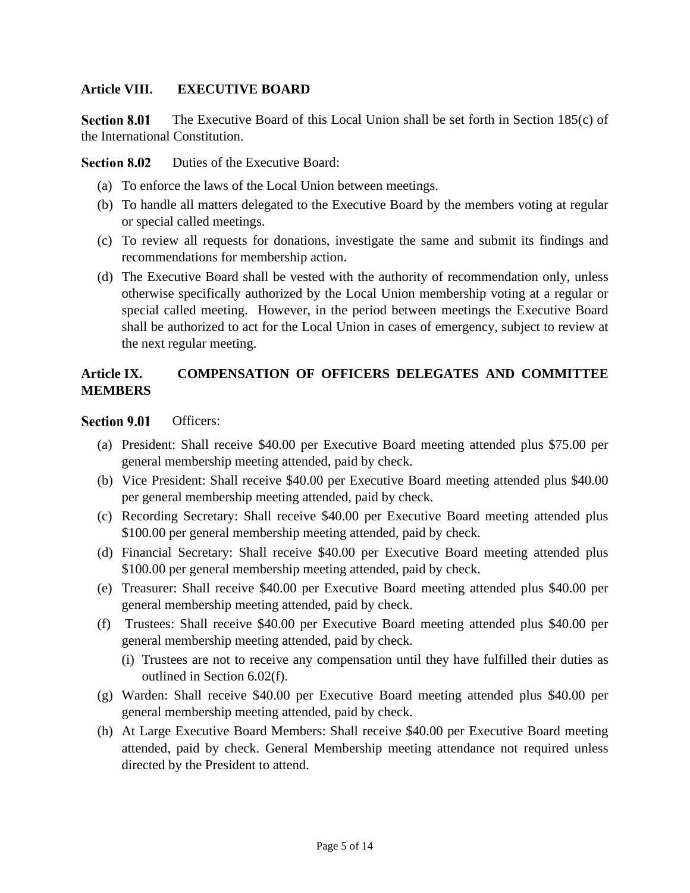## Article VIII. EXECUTIVE BOARD

**Section 8.01** The Executive Board of this Local Union shall be set forth in Section 185(c) of the International Constitution.

**Section 8.02** Duties of the Executive Board:

(a) To enforce the laws of the Local Union between meetings.

(b) To handle all matters delegated to the Executive Board by the members voting at regular or special called meetings.

(c) To review all requests for donations, investigate the same and submit its findings and recommendations for membership action.

(d) The Executive Board shall be vested with the authority of recommendation only, unless otherwise specifically authorized by the Local Union membership voting at a regular or special called meeting. However, in the period between meetings the Executive Board shall be authorized to act for the Local Union in cases of emergency, subject to review at the next regular meeting.

## Article IX. COMPENSATION OF OFFICERS DELEGATES AND COMMITTEE MEMBERS

**Section 9.01** Officers:

(a) President: Shall receive $40.00 per Executive Board meeting attended plus $75.00 per general membership meeting attended, paid by check.

(b) Vice President: Shall receive $40.00 per Executive Board meeting attended plus $40.00 per general membership meeting attended, paid by check.

(c) Recording Secretary: Shall receive $40.00 per Executive Board meeting attended plus $100.00 per general membership meeting attended, paid by check.

(d) Financial Secretary: Shall receive $40.00 per Executive Board meeting attended plus $100.00 per general membership meeting attended, paid by check.

(e) Treasurer: Shall receive $40.00 per Executive Board meeting attended plus $40.00 per general membership meeting attended, paid by check.

(f) Trustees: Shall receive $40.00 per Executive Board meeting attended plus $40.00 per general membership meeting attended, paid by check.

   (i) Trustees are not to receive any compensation until they have fulfilled their duties as outlined in Section 6.02(f).

(g) Warden: Shall receive $40.00 per Executive Board meeting attended plus $40.00 per general membership meeting attended, paid by check.

(h) At Large Executive Board Members: Shall receive $40.00 per Executive Board meeting attended, paid by check. General Membership meeting attendance not required unless directed by the President to attend.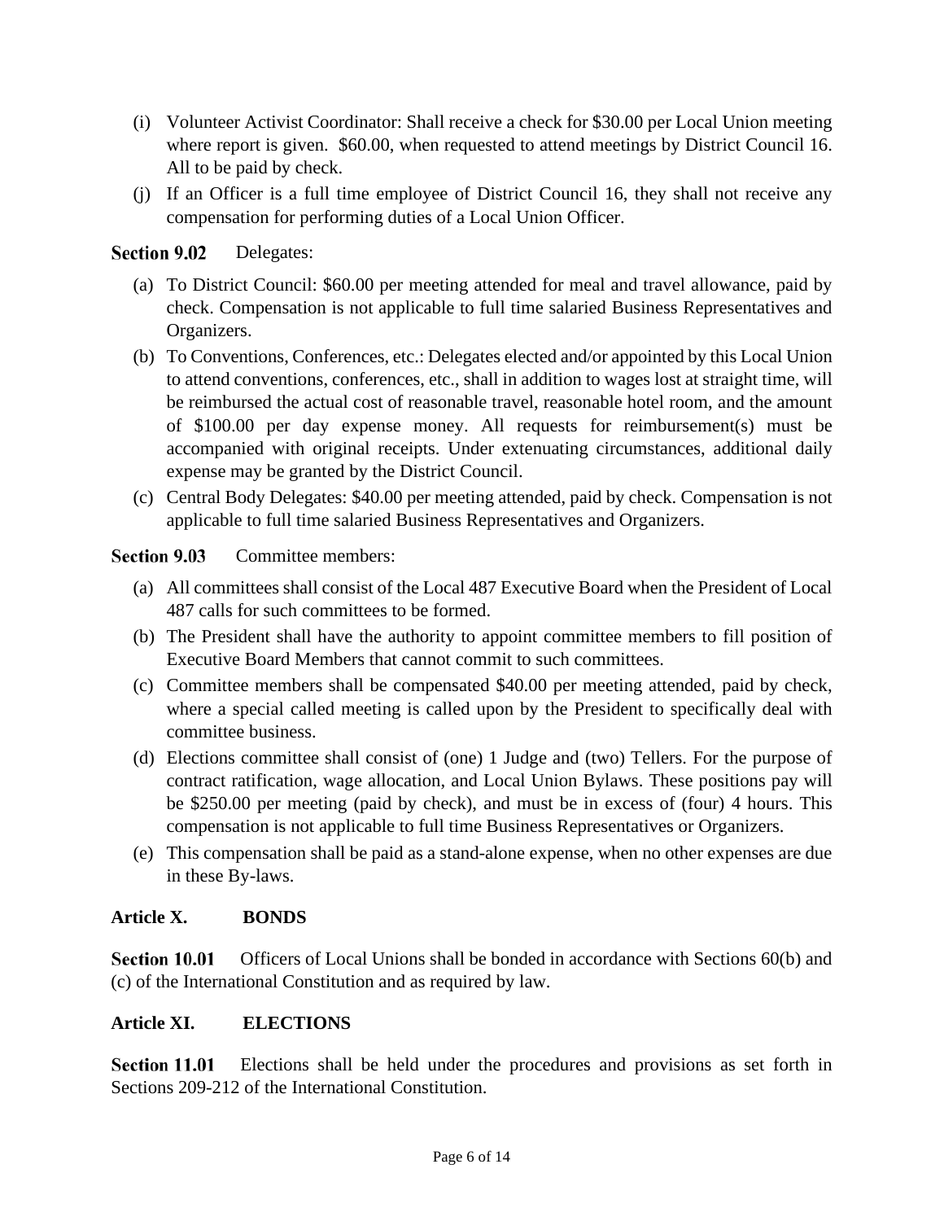(i) Volunteer Activist Coordinator: Shall receive a check for $30.00 per Local Union meeting where report is given. $60.00, when requested to attend meetings by District Council 16. All to be paid by check.

(j) If an Officer is a full time employee of District Council 16, they shall not receive any compensation for performing duties of a Local Union Officer.

**Section 9.02** Delegates:

(a) To District Council: $60.00 per meeting attended for meal and travel allowance, paid by check. Compensation is not applicable to full time salaried Business Representatives and Organizers.

(b) To Conventions, Conferences, etc.: Delegates elected and/or appointed by this Local Union to attend conventions, conferences, etc., shall in addition to wages lost at straight time, will be reimbursed the actual cost of reasonable travel, reasonable hotel room, and the amount of $100.00 per day expense money. All requests for reimbursement(s) must be accompanied with original receipts. Under extenuating circumstances, additional daily expense may be granted by the District Council.

(c) Central Body Delegates: $40.00 per meeting attended, paid by check. Compensation is not applicable to full time salaried Business Representatives and Organizers.

**Section 9.03** Committee members:

(a) All committees shall consist of the Local 487 Executive Board when the President of Local 487 calls for such committees to be formed.

(b) The President shall have the authority to appoint committee members to fill position of Executive Board Members that cannot commit to such committees.

(c) Committee members shall be compensated $40.00 per meeting attended, paid by check, where a special called meeting is called upon by the President to specifically deal with committee business.

(d) Elections committee shall consist of (one) 1 Judge and (two) Tellers. For the purpose of contract ratification, wage allocation, and Local Union Bylaws. These positions pay will be $250.00 per meeting (paid by check), and must be in excess of (four) 4 hours. This compensation is not applicable to full time Business Representatives or Organizers.

(e) This compensation shall be paid as a stand-alone expense, when no other expenses are due in these By-laws.

## Article X. BONDS

**Section 10.01** Officers of Local Unions shall be bonded in accordance with Sections 60(b) and (c) of the International Constitution and as required by law.

## Article XI. ELECTIONS

**Section 11.01** Elections shall be held under the procedures and provisions as set forth in Sections 209-212 of the International Constitution.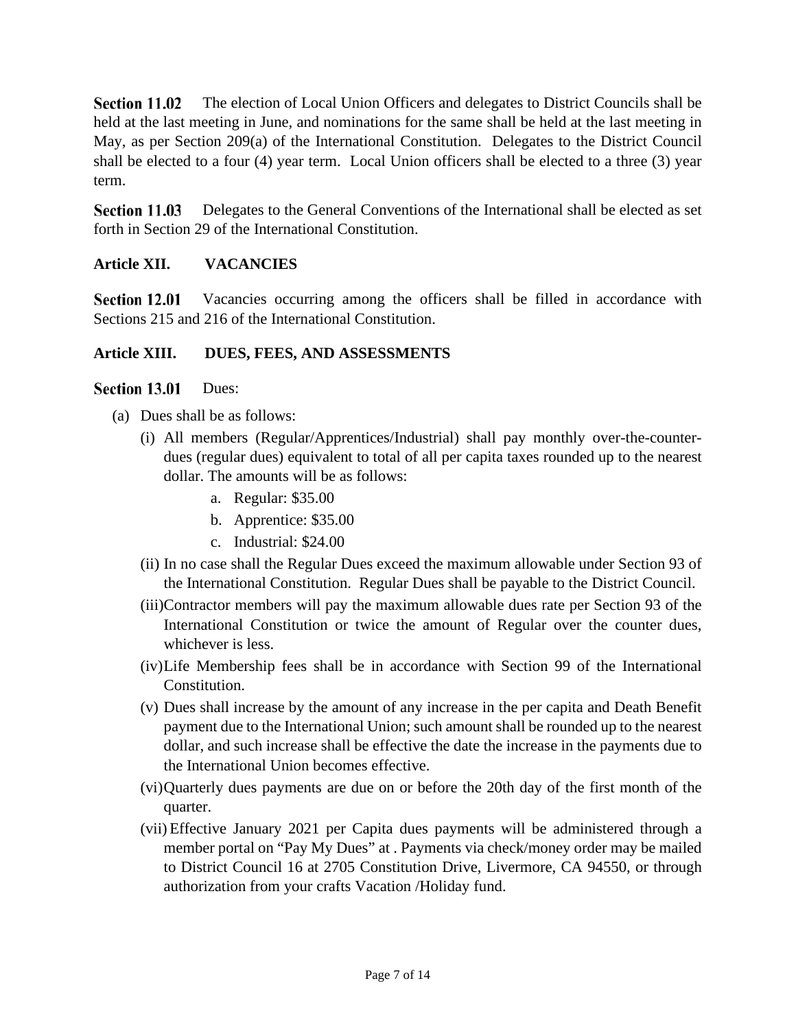**Section 11.02** The election of Local Union Officers and delegates to District Councils shall be held at the last meeting in June, and nominations for the same shall be held at the last meeting in May, as per Section 209(a) of the International Constitution. Delegates to the District Council shall be elected to a four (4) year term. Local Union officers shall be elected to a three (3) year term.

**Section 11.03** Delegates to the General Conventions of the International shall be elected as set forth in Section 29 of the International Constitution.

## Article XII. VACANCIES

**Section 12.01** Vacancies occurring among the officers shall be filled in accordance with Sections 215 and 216 of the International Constitution.

## Article XIII. DUES, FEES, AND ASSESSMENTS

**Section 13.01** Dues:

(a) Dues shall be as follows:

(i) All members (Regular/Apprentices/Industrial) shall pay monthly over-the-counter-dues (regular dues) equivalent to total of all per capita taxes rounded up to the nearest dollar. The amounts will be as follows:

a. Regular: $35.00
b. Apprentice: $35.00
c. Industrial: $24.00

(ii) In no case shall the Regular Dues exceed the maximum allowable under Section 93 of the International Constitution. Regular Dues shall be payable to the District Council.

(iii) Contractor members will pay the maximum allowable dues rate per Section 93 of the International Constitution or twice the amount of Regular over the counter dues, whichever is less.

(iv) Life Membership fees shall be in accordance with Section 99 of the International Constitution.

(v) Dues shall increase by the amount of any increase in the per capita and Death Benefit payment due to the International Union; such amount shall be rounded up to the nearest dollar, and such increase shall be effective the date the increase in the payments due to the International Union becomes effective.

(vi) Quarterly dues payments are due on or before the 20th day of the first month of the quarter.

(vii) Effective January 2021 per Capita dues payments will be administered through a member portal on "Pay My Dues" at . Payments via check/money order may be mailed to District Council 16 at 2705 Constitution Drive, Livermore, CA 94550, or through authorization from your crafts Vacation /Holiday fund.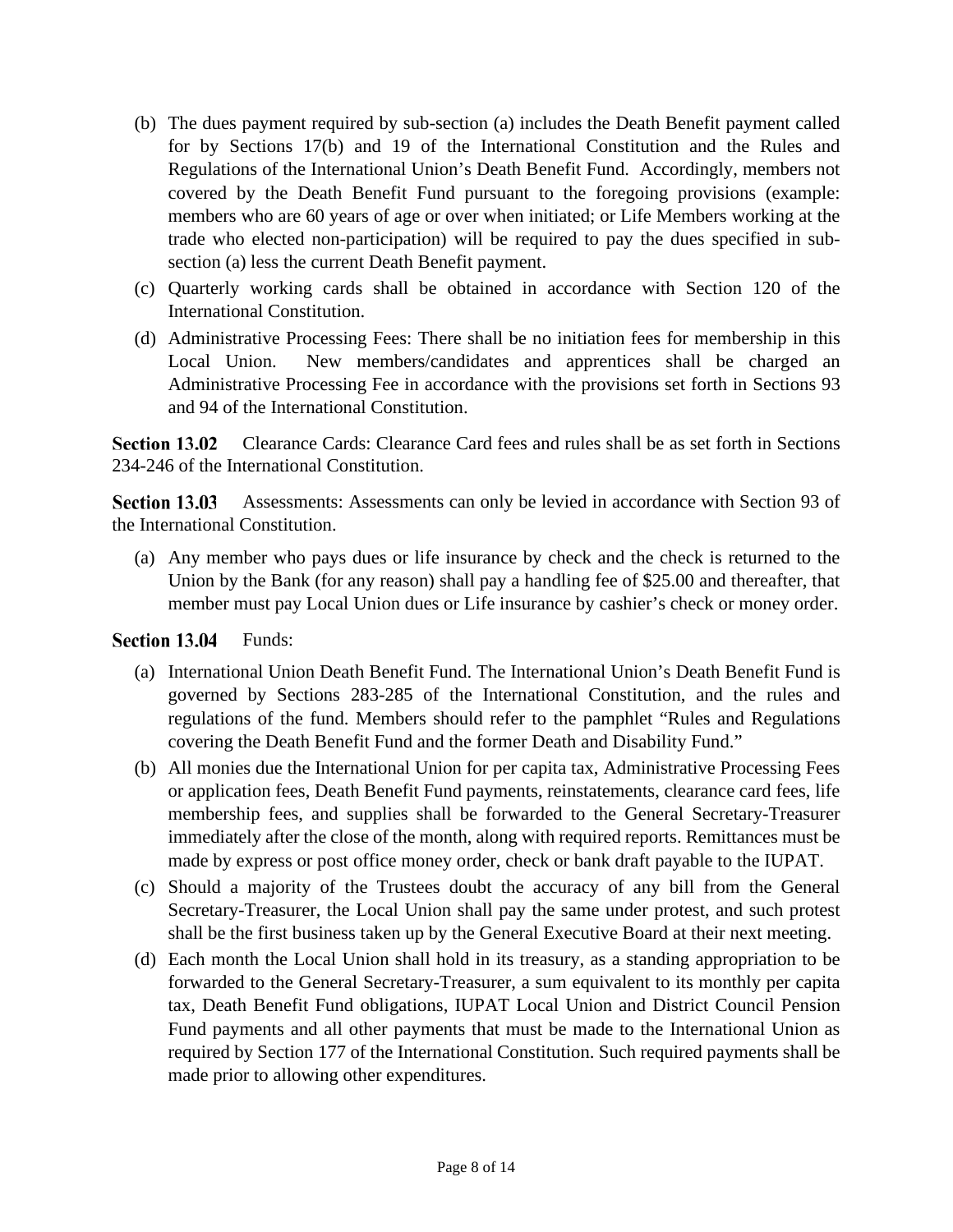(b) The dues payment required by sub-section (a) includes the Death Benefit payment called for by Sections 17(b) and 19 of the International Constitution and the Rules and Regulations of the International Union's Death Benefit Fund. Accordingly, members not covered by the Death Benefit Fund pursuant to the foregoing provisions (example: members who are 60 years of age or over when initiated; or Life Members working at the trade who elected non-participation) will be required to pay the dues specified in sub-section (a) less the current Death Benefit payment.

(c) Quarterly working cards shall be obtained in accordance with Section 120 of the International Constitution.

(d) Administrative Processing Fees: There shall be no initiation fees for membership in this Local Union. New members/candidates and apprentices shall be charged an Administrative Processing Fee in accordance with the provisions set forth in Sections 93 and 94 of the International Constitution.

**Section 13.02** Clearance Cards: Clearance Card fees and rules shall be as set forth in Sections 234-246 of the International Constitution.

**Section 13.03** Assessments: Assessments can only be levied in accordance with Section 93 of the International Constitution.

(a) Any member who pays dues or life insurance by check and the check is returned to the Union by the Bank (for any reason) shall pay a handling fee of $25.00 and thereafter, that member must pay Local Union dues or Life insurance by cashier's check or money order.

**Section 13.04** Funds:

(a) International Union Death Benefit Fund. The International Union's Death Benefit Fund is governed by Sections 283-285 of the International Constitution, and the rules and regulations of the fund. Members should refer to the pamphlet "Rules and Regulations covering the Death Benefit Fund and the former Death and Disability Fund."

(b) All monies due the International Union for per capita tax, Administrative Processing Fees or application fees, Death Benefit Fund payments, reinstatements, clearance card fees, life membership fees, and supplies shall be forwarded to the General Secretary-Treasurer immediately after the close of the month, along with required reports. Remittances must be made by express or post office money order, check or bank draft payable to the IUPAT.

(c) Should a majority of the Trustees doubt the accuracy of any bill from the General Secretary-Treasurer, the Local Union shall pay the same under protest, and such protest shall be the first business taken up by the General Executive Board at their next meeting.

(d) Each month the Local Union shall hold in its treasury, as a standing appropriation to be forwarded to the General Secretary-Treasurer, a sum equivalent to its monthly per capita tax, Death Benefit Fund obligations, IUPAT Local Union and District Council Pension Fund payments and all other payments that must be made to the International Union as required by Section 177 of the International Constitution. Such required payments shall be made prior to allowing other expenditures.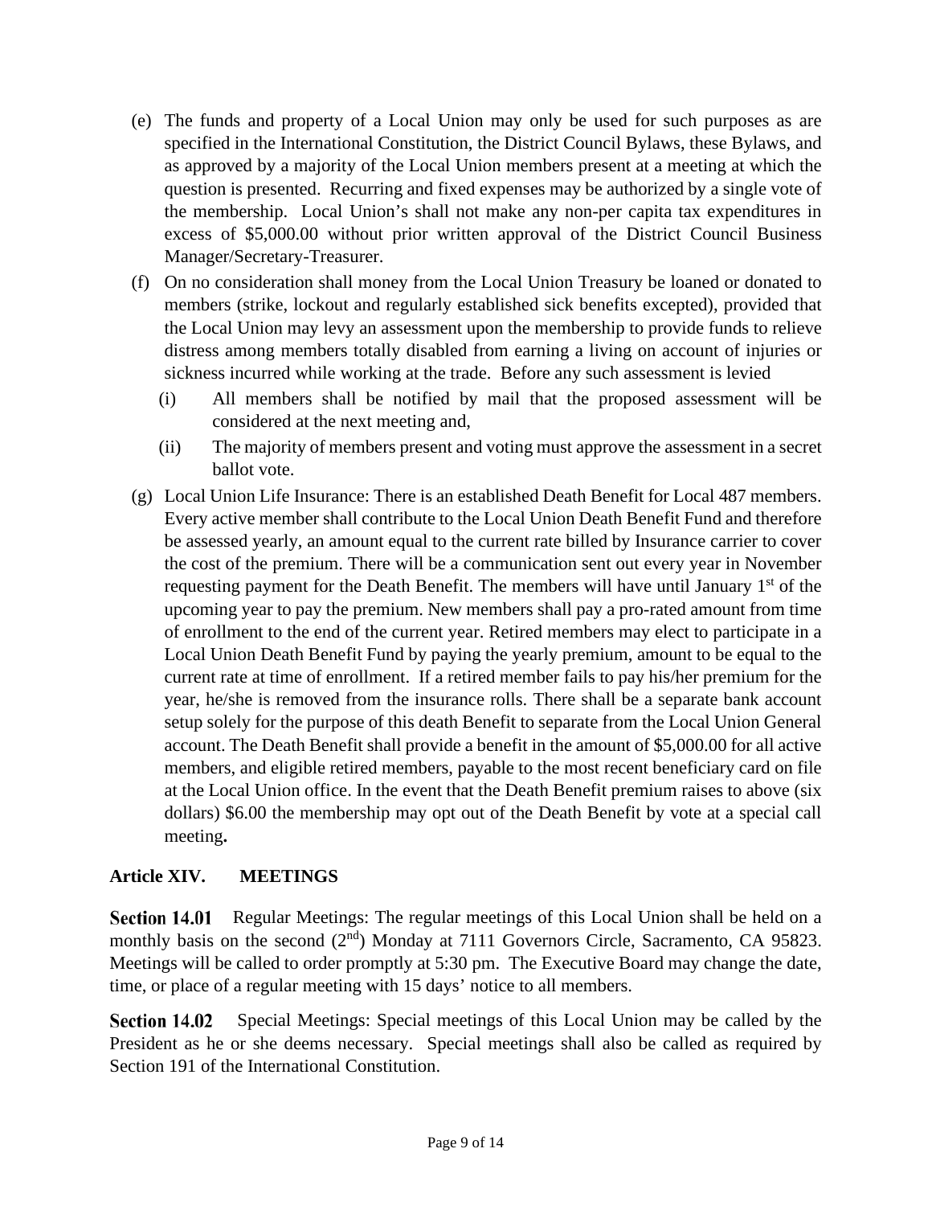(e) The funds and property of a Local Union may only be used for such purposes as are specified in the International Constitution, the District Council Bylaws, these Bylaws, and as approved by a majority of the Local Union members present at a meeting at which the question is presented. Recurring and fixed expenses may be authorized by a single vote of the membership. Local Union's shall not make any non-per capita tax expenditures in excess of $5,000.00 without prior written approval of the District Council Business Manager/Secretary-Treasurer.

(f) On no consideration shall money from the Local Union Treasury be loaned or donated to members (strike, lockout and regularly established sick benefits excepted), provided that the Local Union may levy an assessment upon the membership to provide funds to relieve distress among members totally disabled from earning a living on account of injuries or sickness incurred while working at the trade. Before any such assessment is levied

  (i) All members shall be notified by mail that the proposed assessment will be considered at the next meeting and,

  (ii) The majority of members present and voting must approve the assessment in a secret ballot vote.

(g) Local Union Life Insurance: There is an established Death Benefit for Local 487 members. Every active member shall contribute to the Local Union Death Benefit Fund and therefore be assessed yearly, an amount equal to the current rate billed by Insurance carrier to cover the cost of the premium. There will be a communication sent out every year in November requesting payment for the Death Benefit. The members will have until January 1st of the upcoming year to pay the premium. New members shall pay a pro-rated amount from time of enrollment to the end of the current year. Retired members may elect to participate in a Local Union Death Benefit Fund by paying the yearly premium, amount to be equal to the current rate at time of enrollment. If a retired member fails to pay his/her premium for the year, he/she is removed from the insurance rolls. There shall be a separate bank account setup solely for the purpose of this death Benefit to separate from the Local Union General account. The Death Benefit shall provide a benefit in the amount of $5,000.00 for all active members, and eligible retired members, payable to the most recent beneficiary card on file at the Local Union office. In the event that the Death Benefit premium raises to above (six dollars) $6.00 the membership may opt out of the Death Benefit by vote at a special call meeting**.**

## Article XIV. MEETINGS

**Section 14.01** Regular Meetings: The regular meetings of this Local Union shall be held on a monthly basis on the second (2nd) Monday at 7111 Governors Circle, Sacramento, CA 95823. Meetings will be called to order promptly at 5:30 pm. The Executive Board may change the date, time, or place of a regular meeting with 15 days' notice to all members.

**Section 14.02** Special Meetings: Special meetings of this Local Union may be called by the President as he or she deems necessary. Special meetings shall also be called as required by Section 191 of the International Constitution.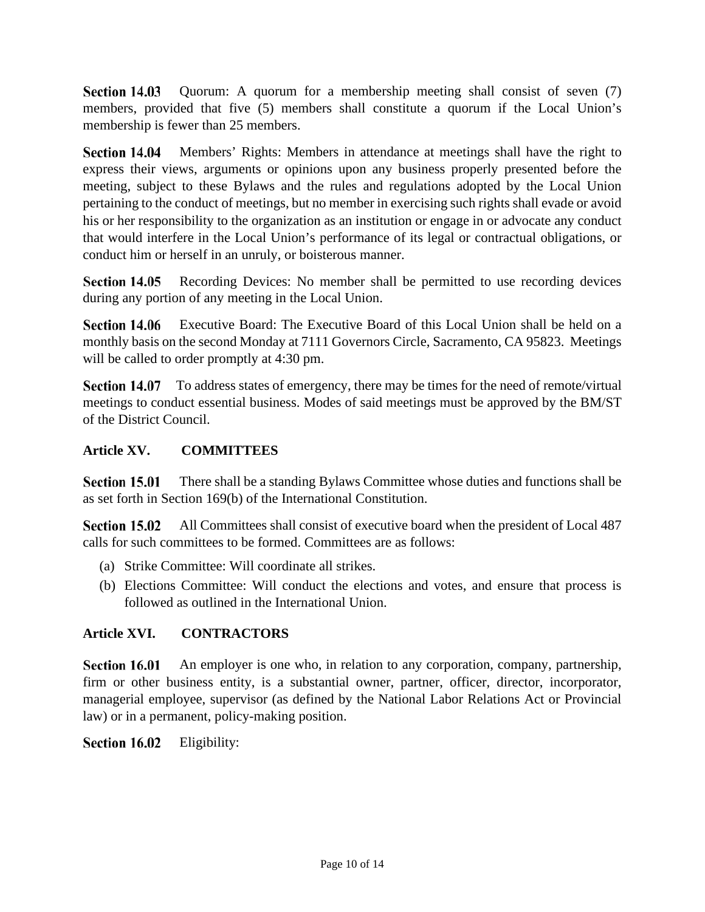**Section 14.03** Quorum: A quorum for a membership meeting shall consist of seven (7) members, provided that five (5) members shall constitute a quorum if the Local Union's membership is fewer than 25 members.

**Section 14.04** Members' Rights: Members in attendance at meetings shall have the right to express their views, arguments or opinions upon any business properly presented before the meeting, subject to these Bylaws and the rules and regulations adopted by the Local Union pertaining to the conduct of meetings, but no member in exercising such rights shall evade or avoid his or her responsibility to the organization as an institution or engage in or advocate any conduct that would interfere in the Local Union's performance of its legal or contractual obligations, or conduct him or herself in an unruly, or boisterous manner.

**Section 14.05** Recording Devices: No member shall be permitted to use recording devices during any portion of any meeting in the Local Union.

**Section 14.06** Executive Board: The Executive Board of this Local Union shall be held on a monthly basis on the second Monday at 7111 Governors Circle, Sacramento, CA 95823. Meetings will be called to order promptly at 4:30 pm.

**Section 14.07** To address states of emergency, there may be times for the need of remote/virtual meetings to conduct essential business. Modes of said meetings must be approved by the BM/ST of the District Council.

## Article XV. COMMITTEES

**Section 15.01** There shall be a standing Bylaws Committee whose duties and functions shall be as set forth in Section 169(b) of the International Constitution.

**Section 15.02** All Committees shall consist of executive board when the president of Local 487 calls for such committees to be formed. Committees are as follows:

(a) Strike Committee: Will coordinate all strikes.

(b) Elections Committee: Will conduct the elections and votes, and ensure that process is followed as outlined in the International Union.

## Article XVI. CONTRACTORS

**Section 16.01** An employer is one who, in relation to any corporation, company, partnership, firm or other business entity, is a substantial owner, partner, officer, director, incorporator, managerial employee, supervisor (as defined by the National Labor Relations Act or Provincial law) or in a permanent, policy-making position.

**Section 16.02** Eligibility: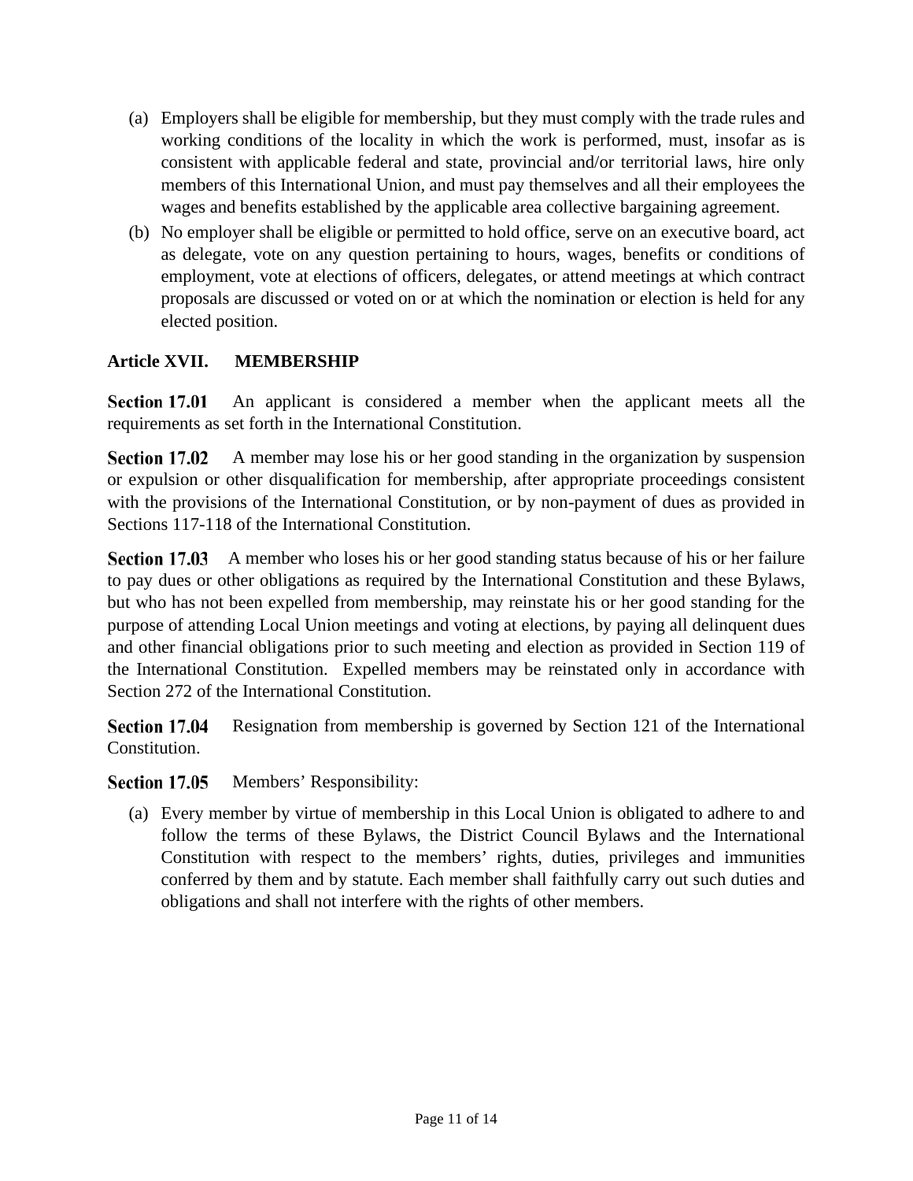(a) Employers shall be eligible for membership, but they must comply with the trade rules and working conditions of the locality in which the work is performed, must, insofar as is consistent with applicable federal and state, provincial and/or territorial laws, hire only members of this International Union, and must pay themselves and all their employees the wages and benefits established by the applicable area collective bargaining agreement.

(b) No employer shall be eligible or permitted to hold office, serve on an executive board, act as delegate, vote on any question pertaining to hours, wages, benefits or conditions of employment, vote at elections of officers, delegates, or attend meetings at which contract proposals are discussed or voted on or at which the nomination or election is held for any elected position.

## Article XVII. MEMBERSHIP

**Section 17.01** An applicant is considered a member when the applicant meets all the requirements as set forth in the International Constitution.

**Section 17.02** A member may lose his or her good standing in the organization by suspension or expulsion or other disqualification for membership, after appropriate proceedings consistent with the provisions of the International Constitution, or by non-payment of dues as provided in Sections 117-118 of the International Constitution.

**Section 17.03** A member who loses his or her good standing status because of his or her failure to pay dues or other obligations as required by the International Constitution and these Bylaws, but who has not been expelled from membership, may reinstate his or her good standing for the purpose of attending Local Union meetings and voting at elections, by paying all delinquent dues and other financial obligations prior to such meeting and election as provided in Section 119 of the International Constitution. Expelled members may be reinstated only in accordance with Section 272 of the International Constitution.

**Section 17.04** Resignation from membership is governed by Section 121 of the International Constitution.

**Section 17.05** Members' Responsibility:

(a) Every member by virtue of membership in this Local Union is obligated to adhere to and follow the terms of these Bylaws, the District Council Bylaws and the International Constitution with respect to the members' rights, duties, privileges and immunities conferred by them and by statute. Each member shall faithfully carry out such duties and obligations and shall not interfere with the rights of other members.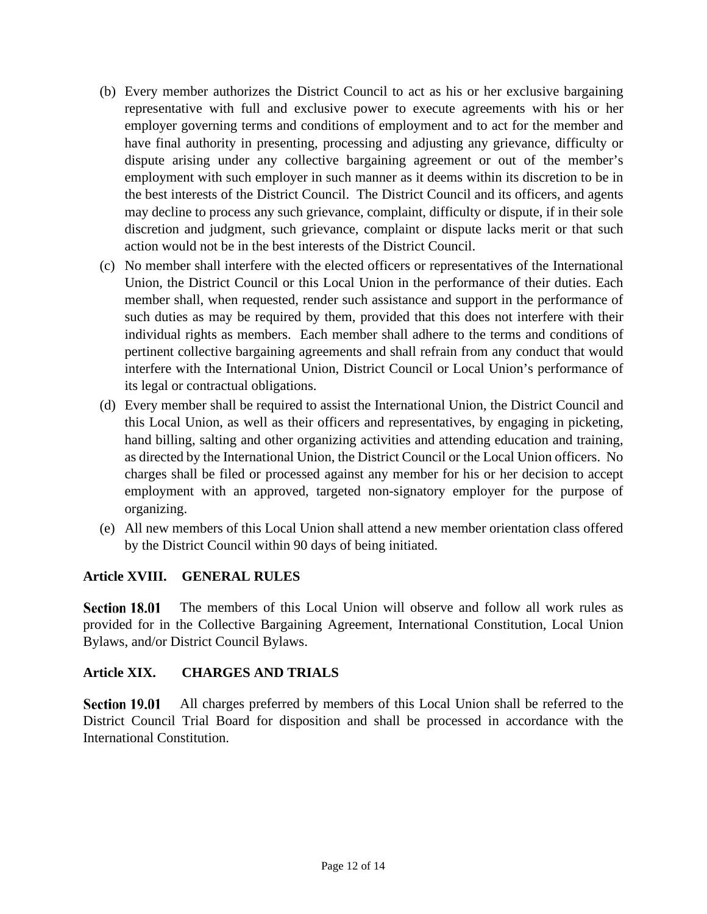(b) Every member authorizes the District Council to act as his or her exclusive bargaining representative with full and exclusive power to execute agreements with his or her employer governing terms and conditions of employment and to act for the member and have final authority in presenting, processing and adjusting any grievance, difficulty or dispute arising under any collective bargaining agreement or out of the member's employment with such employer in such manner as it deems within its discretion to be in the best interests of the District Council. The District Council and its officers, and agents may decline to process any such grievance, complaint, difficulty or dispute, if in their sole discretion and judgment, such grievance, complaint or dispute lacks merit or that such action would not be in the best interests of the District Council.

(c) No member shall interfere with the elected officers or representatives of the International Union, the District Council or this Local Union in the performance of their duties. Each member shall, when requested, render such assistance and support in the performance of such duties as may be required by them, provided that this does not interfere with their individual rights as members. Each member shall adhere to the terms and conditions of pertinent collective bargaining agreements and shall refrain from any conduct that would interfere with the International Union, District Council or Local Union's performance of its legal or contractual obligations.

(d) Every member shall be required to assist the International Union, the District Council and this Local Union, as well as their officers and representatives, by engaging in picketing, hand billing, salting and other organizing activities and attending education and training, as directed by the International Union, the District Council or the Local Union officers. No charges shall be filed or processed against any member for his or her decision to accept employment with an approved, targeted non-signatory employer for the purpose of organizing.

(e) All new members of this Local Union shall attend a new member orientation class offered by the District Council within 90 days of being initiated.

## Article XVIII. GENERAL RULES

**Section 18.01** The members of this Local Union will observe and follow all work rules as provided for in the Collective Bargaining Agreement, International Constitution, Local Union Bylaws, and/or District Council Bylaws.

## Article XIX. CHARGES AND TRIALS

**Section 19.01** All charges preferred by members of this Local Union shall be referred to the District Council Trial Board for disposition and shall be processed in accordance with the International Constitution.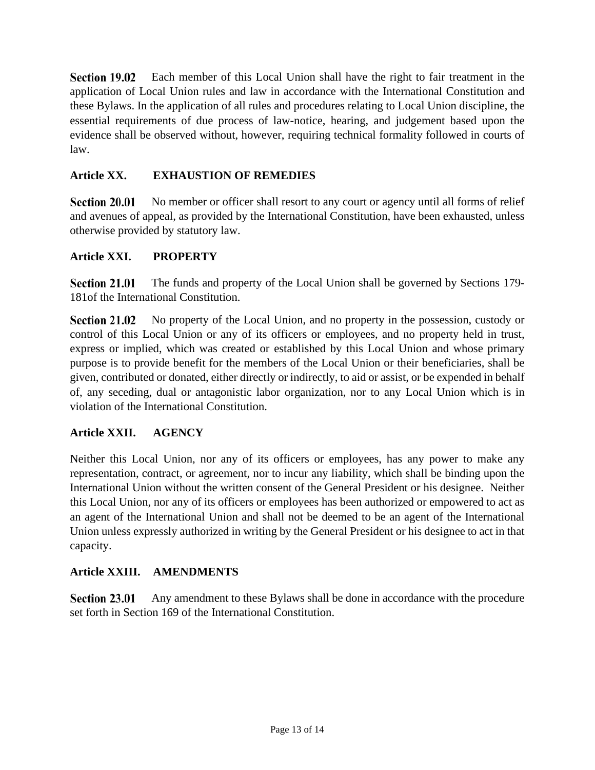**Section 19.02** Each member of this Local Union shall have the right to fair treatment in the application of Local Union rules and law in accordance with the International Constitution and these Bylaws. In the application of all rules and procedures relating to Local Union discipline, the essential requirements of due process of law-notice, hearing, and judgement based upon the evidence shall be observed without, however, requiring technical formality followed in courts of law.

## Article XX. EXHAUSTION OF REMEDIES

**Section 20.01** No member or officer shall resort to any court or agency until all forms of relief and avenues of appeal, as provided by the International Constitution, have been exhausted, unless otherwise provided by statutory law.

## Article XXI. PROPERTY

**Section 21.01** The funds and property of the Local Union shall be governed by Sections 179-181of the International Constitution.

**Section 21.02** No property of the Local Union, and no property in the possession, custody or control of this Local Union or any of its officers or employees, and no property held in trust, express or implied, which was created or established by this Local Union and whose primary purpose is to provide benefit for the members of the Local Union or their beneficiaries, shall be given, contributed or donated, either directly or indirectly, to aid or assist, or be expended in behalf of, any seceding, dual or antagonistic labor organization, nor to any Local Union which is in violation of the International Constitution.

## Article XXII. AGENCY

Neither this Local Union, nor any of its officers or employees, has any power to make any representation, contract, or agreement, nor to incur any liability, which shall be binding upon the International Union without the written consent of the General President or his designee. Neither this Local Union, nor any of its officers or employees has been authorized or empowered to act as an agent of the International Union and shall not be deemed to be an agent of the International Union unless expressly authorized in writing by the General President or his designee to act in that capacity.

## Article XXIII. AMENDMENTS

**Section 23.01** Any amendment to these Bylaws shall be done in accordance with the procedure set forth in Section 169 of the International Constitution.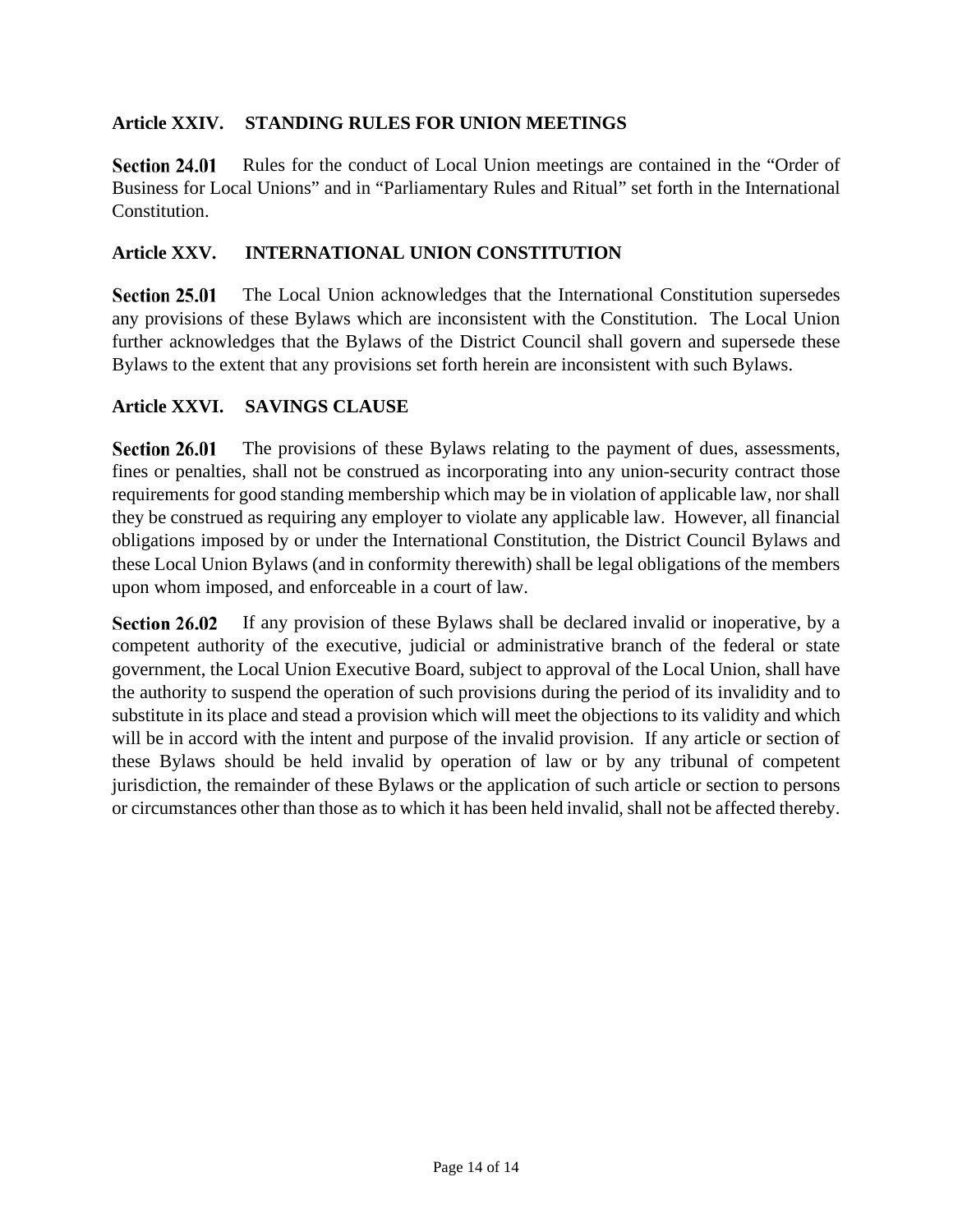## Article XXIV. STANDING RULES FOR UNION MEETINGS

**Section 24.01** Rules for the conduct of Local Union meetings are contained in the "Order of Business for Local Unions" and in "Parliamentary Rules and Ritual" set forth in the International Constitution.

## Article XXV. INTERNATIONAL UNION CONSTITUTION

**Section 25.01** The Local Union acknowledges that the International Constitution supersedes any provisions of these Bylaws which are inconsistent with the Constitution. The Local Union further acknowledges that the Bylaws of the District Council shall govern and supersede these Bylaws to the extent that any provisions set forth herein are inconsistent with such Bylaws.

## Article XXVI. SAVINGS CLAUSE

**Section 26.01** The provisions of these Bylaws relating to the payment of dues, assessments, fines or penalties, shall not be construed as incorporating into any union-security contract those requirements for good standing membership which may be in violation of applicable law, nor shall they be construed as requiring any employer to violate any applicable law. However, all financial obligations imposed by or under the International Constitution, the District Council Bylaws and these Local Union Bylaws (and in conformity therewith) shall be legal obligations of the members upon whom imposed, and enforceable in a court of law.

**Section 26.02** If any provision of these Bylaws shall be declared invalid or inoperative, by a competent authority of the executive, judicial or administrative branch of the federal or state government, the Local Union Executive Board, subject to approval of the Local Union, shall have the authority to suspend the operation of such provisions during the period of its invalidity and to substitute in its place and stead a provision which will meet the objections to its validity and which will be in accord with the intent and purpose of the invalid provision. If any article or section of these Bylaws should be held invalid by operation of law or by any tribunal of competent jurisdiction, the remainder of these Bylaws or the application of such article or section to persons or circumstances other than those as to which it has been held invalid, shall not be affected thereby.